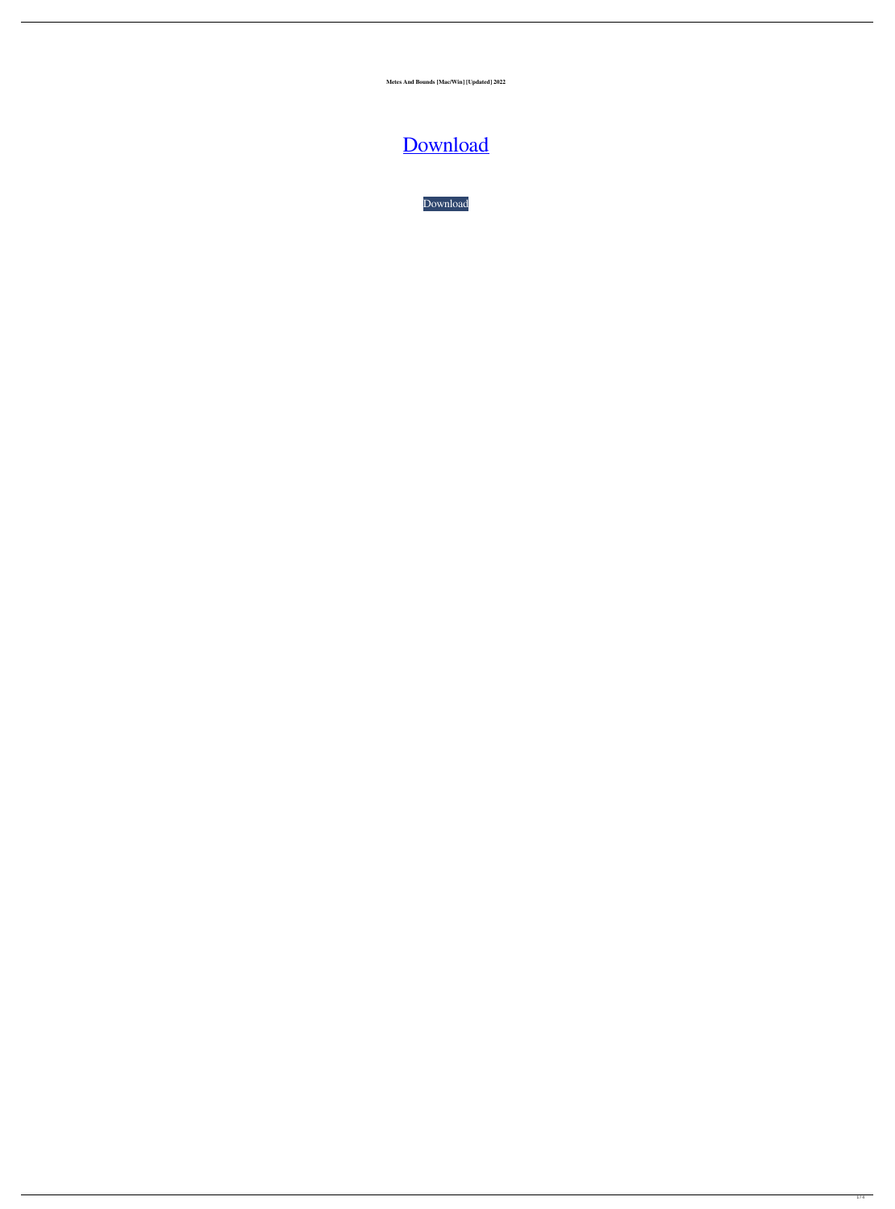**Metes And Bounds [Mac/Win] [Updated] 2022**

# [Download]

[Download]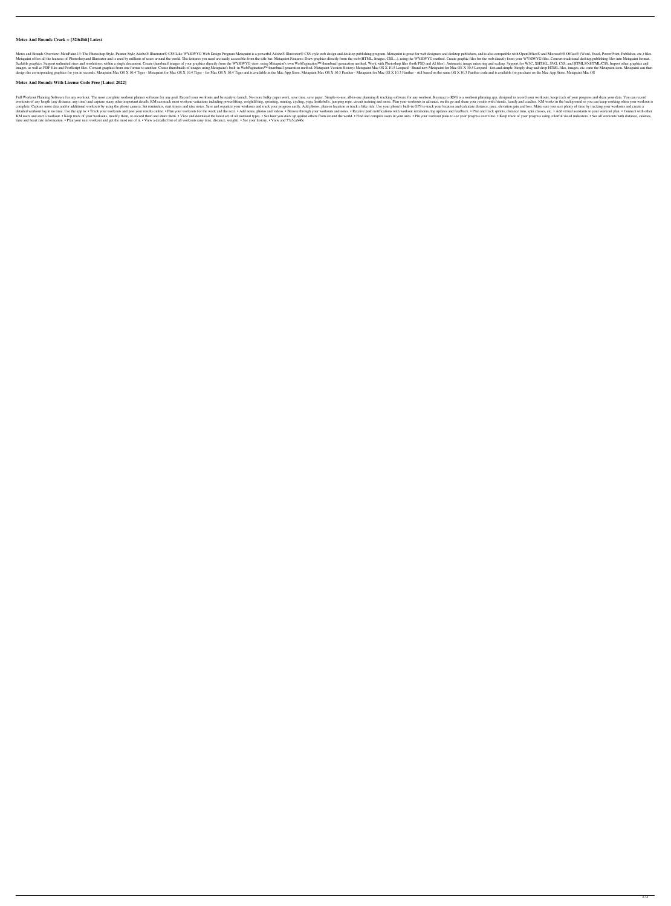### Metes And Bounds Crack + [32|64bit] Latest

Metes and Bounds Overview: MetaPaint 13: The Photoshop-Style, Painter-Style Adobe® Illustrator® CS5 Like WYSIWYG Web Design Program Metapaint is a powerful Adobe® Illustrator® CS5-style web design and desktop publishing program. Metapaint is great for web designers and desktop publishers, and is also compatible with OpenOffice® and Microsoft® Office® (Word, Excel, PowerPoint, Publisher, etc.) files. Metapaint offers all the features of Photoshop and Illustrator and is used by millions of users around the world. The features you need are easily accessible from the title bar. Metapaint Features: Draw graphics directly from the web (HTML, Images, CSS,...), using the WYSIWYG method. Create graphic files for the web directly from your WYSIWYG files. Convert traditional desktop publishing files into Metapaint format. Scalable graphics. Support unlimited sizes and resolutions, within a single document. Create thumbnail images of your graphics directly from the WYSIWYG view, using Metapaint's own WebPagination™ thumbnail generation method. Work with Photoshop files (both PSD and AI files). Automatic image mirroring and scaling. Support for W3C, XHTML, SVG, CSS, and HTML5/XHTML/CSS. Import other graphics and images, as well as PDF files and PostScript files. Convert graphics from one format to another. Create thumbnails of images using Metapaint's built-in WebPagination™ thumbnail generation method. Metapaint Version History: Metapaint Mac OS X 10.5 Leopard - Brand new Metapaint for Mac OS X 10.5 Leopard - fast and simple. Simply drag-and-drop HTML files, images, etc. onto the Metapaint icon. Metapaint can then design the corresponding graphics for you in seconds. Metapaint Mac OS X 10.4 Tiger - Metapaint for Mac OS X 10.4 Tiger - for Mac OS X 10.4 Tiger and is available in the Mac App Store. Metapaint Mac OS X 10.3 Panther - Metapaint for Mac OS X 10.3 Panther - still based on the same OS X 10.3 Panther code and is available for purchase on the Mac App Store. Metapaint Mac OS

### Metes And Bounds With License Code Free [Latest 2022]

Full Workout Planning Software for any workout. The most complete workout planner software for any goal. Record your workouts and be ready to launch. No more bulky paper work, save time, save paper. Simple-to-use, all-in-one planning & tracking software for any workout. Keymacro (KM) is a workout planning app, designed to record your workouts, keep track of your progress and share your data. You can record workouts of any length (any distance, any time) and capture many other important details. KM can track most workout variations including powerlifting, weightlifting, sprinting, running, cycling, yoga, kettlebells, jumping rope, circuit training and more. Plan your workouts in advance, on the go and share your results with friends, family and coaches. KM works in the background so you can keep working when your workout is complete. Capture more data and/or additional workouts by using the phone camera. Set reminders, start timers and take notes. Save and organize your workouts and track your progress easily. Add photos, plan on location or track a bike ride. Use your phone's built-in GPS to track your location and calculate distance, pace, elevation gain and loss. Make sure you save plenty of time by tracking your workouts and create a detailed workout log in no time. Use the app to: • Track your workouts and post your results online. • Plan your workouts for the week and the next. • Add notes, photos and videos. • Browse through your workouts and notes. • Receive push notifications with workout reminders, log updates and feedback. • Plan and track sprints, distance runs, spin classes, etc. • Add virtual assistants to your workout plan. • Connect with other KM users and start a workout. • Keep track of your workouts, modify them, re-record them and share them. • View and download the latest set of all workout types. • See how you stack up against others from around the world. • Find and compare users in your area. • Pin your workout plans to see your progress over time. • Keep track of your progress using colorful visual indicators. • See all workouts with distance, calories, time and heart rate information. • Plan your next workout and get the most out of it. • View a detailed list of all workouts (any time, distance, weight). • See your history. • View and 77a5ca646e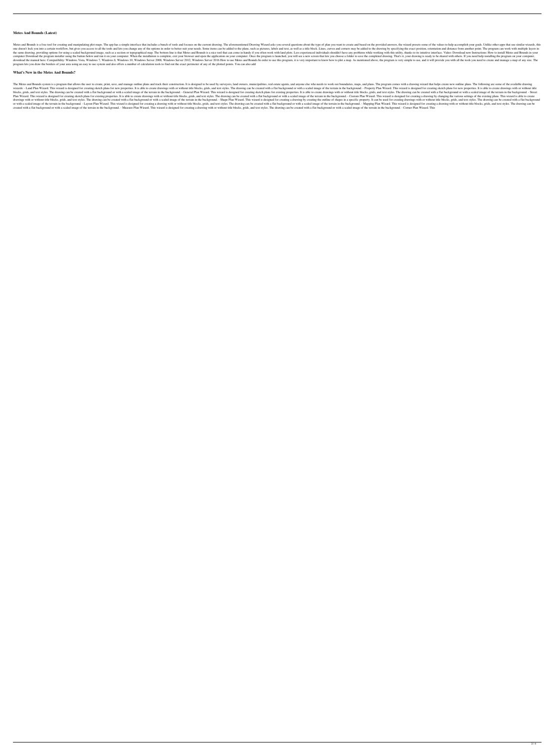## Metes And Bounds (Latest)

Metes and Bounds is a free tool for creating and manipulating plot maps. The app has a simple interface that includes a bunch of tools and focuses on the current drawing. The aforementioned Drawing Wizard asks you several questions about the type of plan you want to create and based on the provided answers, the wizard presets some of the values to help accomplish your goals. Unlike other apps that use similar wizards, this one doesn't lock you into a certain workflow, but gives you access to all the tools and lets you change any of the options in order to better suit your needs. Some items can be added to the plans, such as pictures, labels and text, as well as a title block. Lines, curves and corners may be added to the drawing by specifying the exact position, orientation and distance from another point. The program can work with multiple layers in the same drawing, providing options for using a scaled background image, such as a section or topographical map. The bottom line is that Metes and Bounds is a nice tool that can come in handy if you often work with land plots. Less experienced individuals shouldn't have any problems while working with this utility, thanks to its intuitive interface. Video: Download now Instructions: How to install Metes and Bounds in your computer Download the program installer using the button below and run it on your computer. When the installation is complete, exit your browser and open the application on your computer. Once the program is launched, you will see a new screen that lets you choose a folder to save the completed drawing. That's it, your drawing is ready to be shared with others. If you need help installing the program on your computer, download the manual here. Compatibility: Windows Vista, Windows 7, Windows 8, Windows 10, Windows Server 2008, Windows Server 2012, Windows Server 2016 How to use Metes and Bounds In order to use this program, it is very important to know how to plot a map. As mentioned above, the program is very simple to use, and it will provide you with all the tools you need to create and manage a map of any size. The program lets you draw the borders of your area using an easy to use system and also offers a number of calculation tools to find out the exact perimeter of any of the plotted points. You can also add

## What's New in the Metes And Bounds?

The Metes and Bounds system is a program that allows the user to create, print, save, and manage outline plans and track their construction. It is designed to be used by surveyors, land owners, municipalities, real estate agents, and anyone else who needs to work out boundaries, maps, and plans. The program comes with a drawing wizard that helps create new outline plans. The following are some of the available drawing wizards: - Land Plan Wizard. This wizard is designed for creating sketch plans for new properties. It is able to create drawings with or without title blocks, grids, and text styles. The drawing can be created with a flat background or with a scaled image of the terrain in the background. - Property Plan Wizard. This wizard is designed for creating sketch plans for new properties. It is able to create drawings with or without title blocks, grids, and text styles. The drawing can be created with a flat background or with a scaled image of the terrain in the background. - General Plan Wizard. This wizard is designed for creating sketch plans for existing properties. It is able to create drawings with or without title blocks, grids, and text styles. The drawing can be created with a flat background or with a scaled image of the terrain in the background. - Street Plan Wizard. This wizard is designed for creating sketch plans for existing properties. It is able to create drawings with or without title blocks, grids, and text styles. The drawing can be created with a flat background or with a scaled image of the terrain in the background. - Custom Plan Wizard. This wizard is designed for creating a drawing by changing the various settings of the existing plans. This wizard is able to create drawings with or without title blocks, grids, and text styles. The drawing can be created with a flat background or with a scaled image of the terrain in the background. - Shape Plan Wizard. This wizard is designed for creating a drawing by creating the outline of shapes in a specific property. It can be used for creating drawings with or without title blocks, grids, and text styles. The drawing can be created with a flat background or with a scaled image of the terrain in the background. - Layout Plan Wizard. This wizard is designed for creating a drawing with or without title blocks, grids, and text styles. The drawing can be created with a flat background or with a scaled image of the terrain in the background. - Mapping Plan Wizard. This wizard is designed for creating a drawing with or without title blocks, grids, and text styles. The drawing can be created with a flat background or with a scaled image of the terrain in the background. - Measure Plan Wizard. This wizard is designed for creating a drawing with or without title blocks, grids, and text styles. The drawing can be created with a flat background or with a scaled image of the terrain in the background. - Corner Plan Wizard. This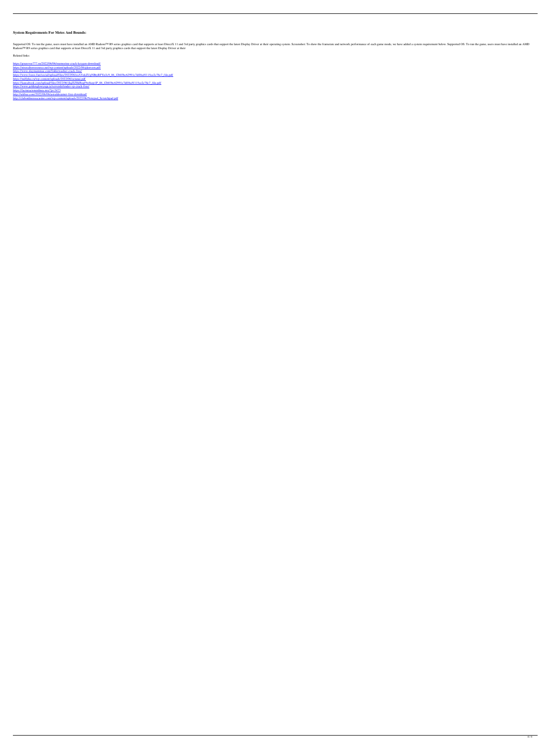## System Requirements For Metes And Bounds:

Supported OS: To run the game, users must have installed an AMD Radeon™ R9 series graphics card that supports at least DirectX 11 and 3rd party graphics cards that support the latest Display Driver at their operating system. Screenshot: To show the framerate and network performance of each game mode, we have added a system requirement below. Supported OS: To run the game, users must have installed an AMD Radeon™ R9 series graphics card that supports at least DirectX 11 and 3rd party graphics cards that support the latest Display Driver at their

Related links:

https://gruposnoe777.ru/2022/06/06/memorine-crack-keygen-download/
https://mocambique.reporteruimetre.net/wp-content/uploads/2022/06/gleovern.pdf
https://www.daymanmusic.com/folderwasher-crack-free/
https://www.fooos.fun/social/upload/files/2022/06/zsxVekZUgNByRFYrx5c9_06_f2b03bc62991c7d0f6a5f115ee2c78c7_file.pdf
https://mdfplus.ru/wp-content/uploads/2022/06/octarai.pdf
https://kansabook.com/upload/files/2022/06/jbqZlZ9kBrnP9a8sep1P_06_f2b03bc62991c7d0f6a5f115ee2c78c7_file.pdf
https://www.goldenglowyoga.ie/serverdefender-vp-crack-free/
https://facturacionenlinea.mx/?p=3473
http://ekhoo.com/2022/06/06/astraldreamer-free-download/
http://clubonlineusacasino.com/wp-content/uploads/2022/06/Notepad_Scratchpad.pdf